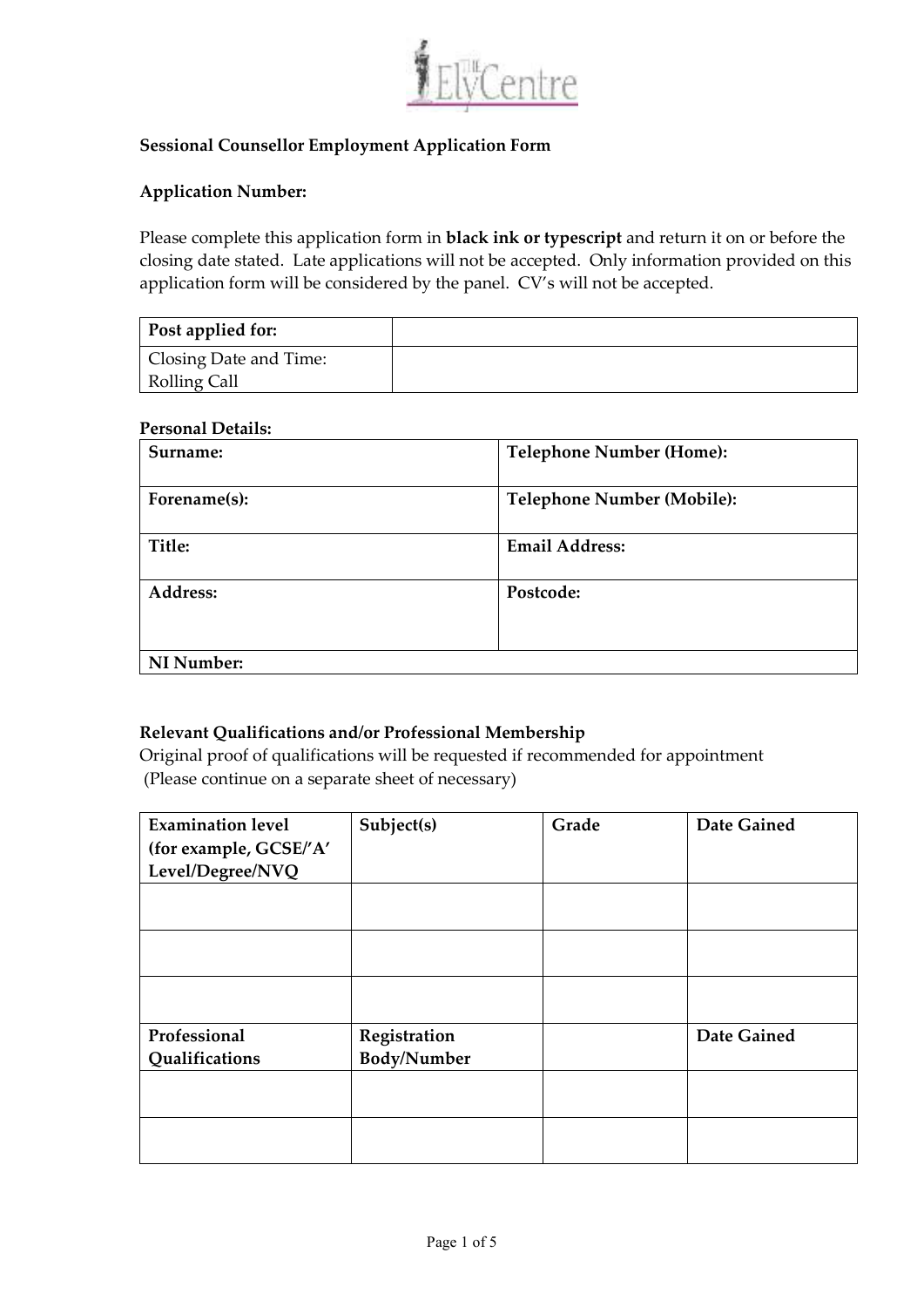The Ely Centre

**Sessional Counsellor Employment Application Form**

**Application Number:**

Please complete this application form in **black ink or typescript** and return it on or before the closing date stated. Late applications will not be accepted. Only information provided on this application form will be considered by the panel. CV's will not be accepted.

| **Post applied for:** | |
|---|---|
| Closing Date and Time: Rolling Call | |

**Personal Details:**

| **Surname:** | **Telephone Number (Home):** |
|---|---|
| **Forename(s):** | **Telephone Number (Mobile):** |
| **Title:** | **Email Address:** |
| **Address:** | **Postcode:** |
| **NI Number:** | |

**Relevant Qualifications and/or Professional Membership**
Original proof of qualifications will be requested if recommended for appointment
(Please continue on a separate sheet of necessary)

| **Examination level (for example, GCSE/'A' Level/Degree/NVQ** | **Subject(s)** | **Grade** | **Date Gained** |
|---|---|---|---|
| | | | |
| | | | |
| | | | |
| **Professional Qualifications** | **Registration Body/Number** | | **Date Gained** |
| | | | |
| | | | |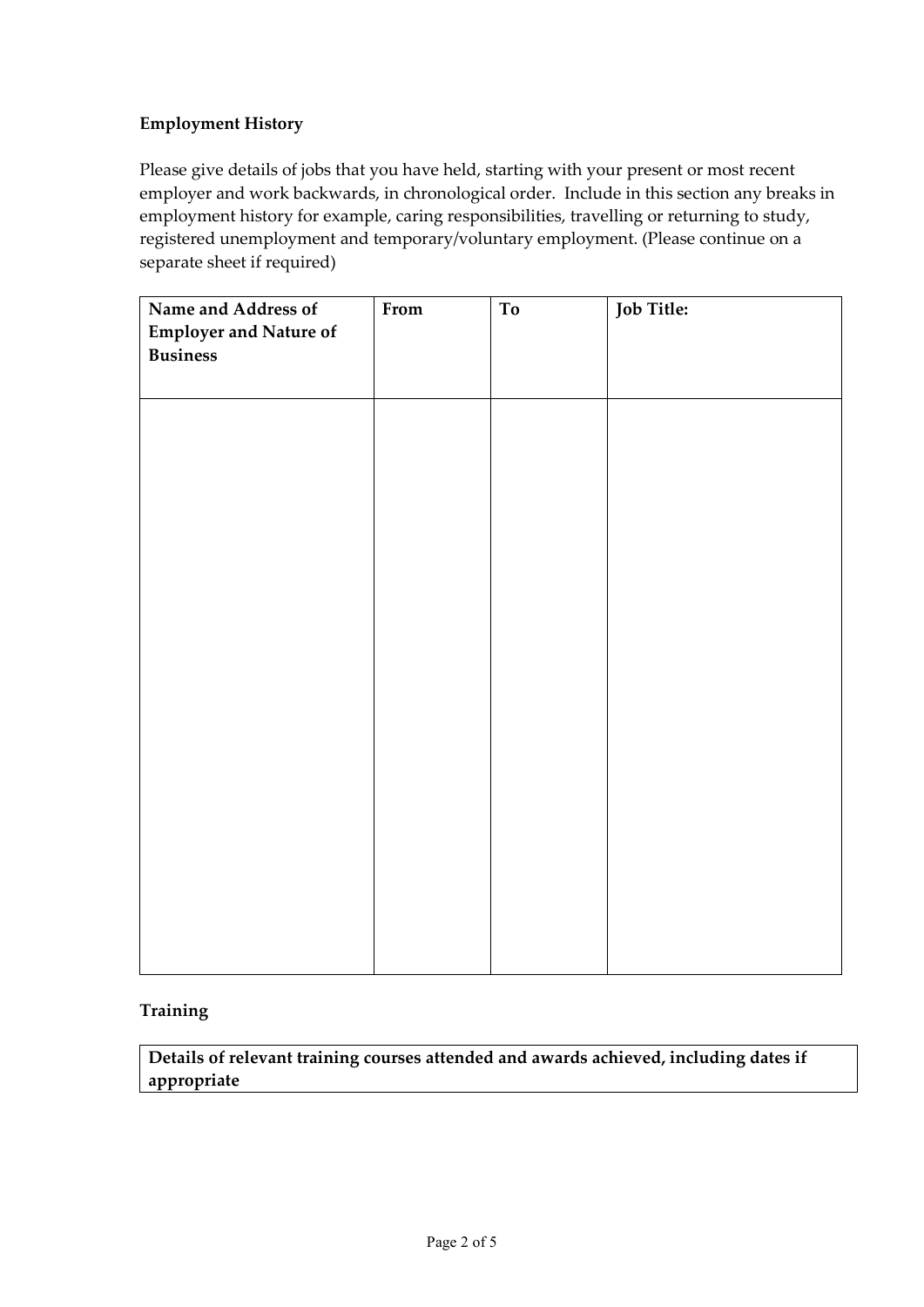**Employment History**

Please give details of jobs that you have held, starting with your present or most recent employer and work backwards, in chronological order. Include in this section any breaks in employment history for example, caring responsibilities, travelling or returning to study, registered unemployment and temporary/voluntary employment. (Please continue on a separate sheet if required)

| Name and Address of Employer and Nature of Business | From | To | Job Title: |
|---|---|---|---|
| | | | |

**Training**

| Details of relevant training courses attended and awards achieved, including dates if appropriate |
|---|
| |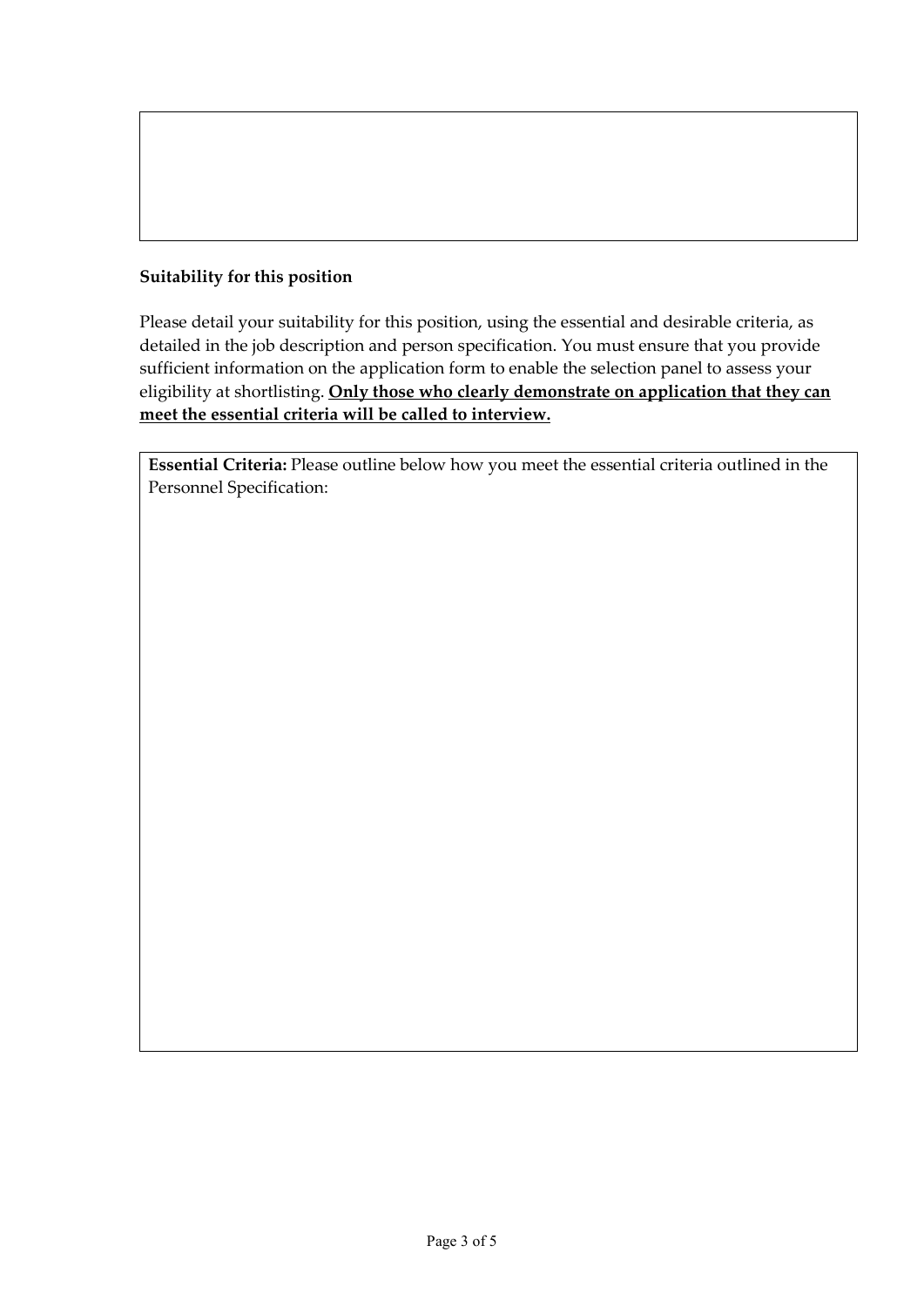### Suitability for this position

Please detail your suitability for this position, using the essential and desirable criteria, as detailed in the job description and person specification. You must ensure that you provide sufficient information on the application form to enable the selection panel to assess your eligibility at shortlisting. **<u>Only those who clearly demonstrate on application that they can meet the essential criteria will be called to interview.</u>**

**Essential Criteria:** Please outline below how you meet the essential criteria outlined in the Personnel Specification: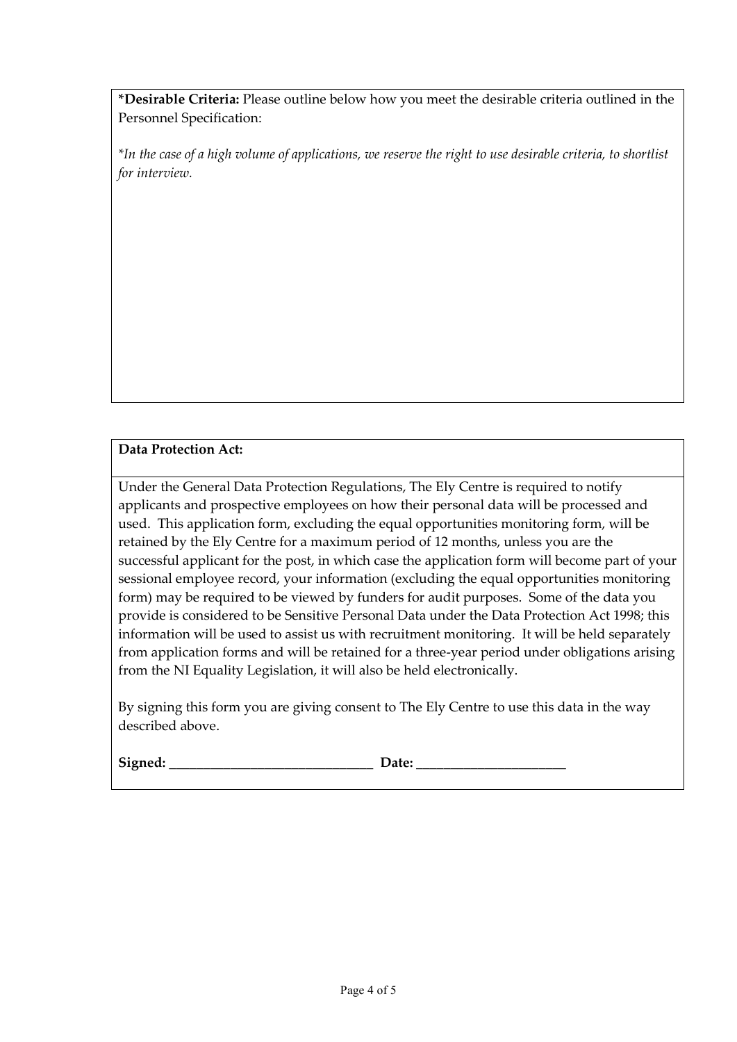**\*Desirable Criteria:** Please outline below how you meet the desirable criteria outlined in the Personnel Specification:

*\*In the case of a high volume of applications, we reserve the right to use desirable criteria, to shortlist for interview.*

**Data Protection Act:**

Under the General Data Protection Regulations, The Ely Centre is required to notify applicants and prospective employees on how their personal data will be processed and used. This application form, excluding the equal opportunities monitoring form, will be retained by the Ely Centre for a maximum period of 12 months, unless you are the successful applicant for the post, in which case the application form will become part of your sessional employee record, your information (excluding the equal opportunities monitoring form) may be required to be viewed by funders for audit purposes. Some of the data you provide is considered to be Sensitive Personal Data under the Data Protection Act 1998; this information will be used to assist us with recruitment monitoring. It will be held separately from application forms and will be retained for a three-year period under obligations arising from the NI Equality Legislation, it will also be held electronically.

By signing this form you are giving consent to The Ely Centre to use this data in the way described above.

**Signed:** ______________________________ **Date:** ______________________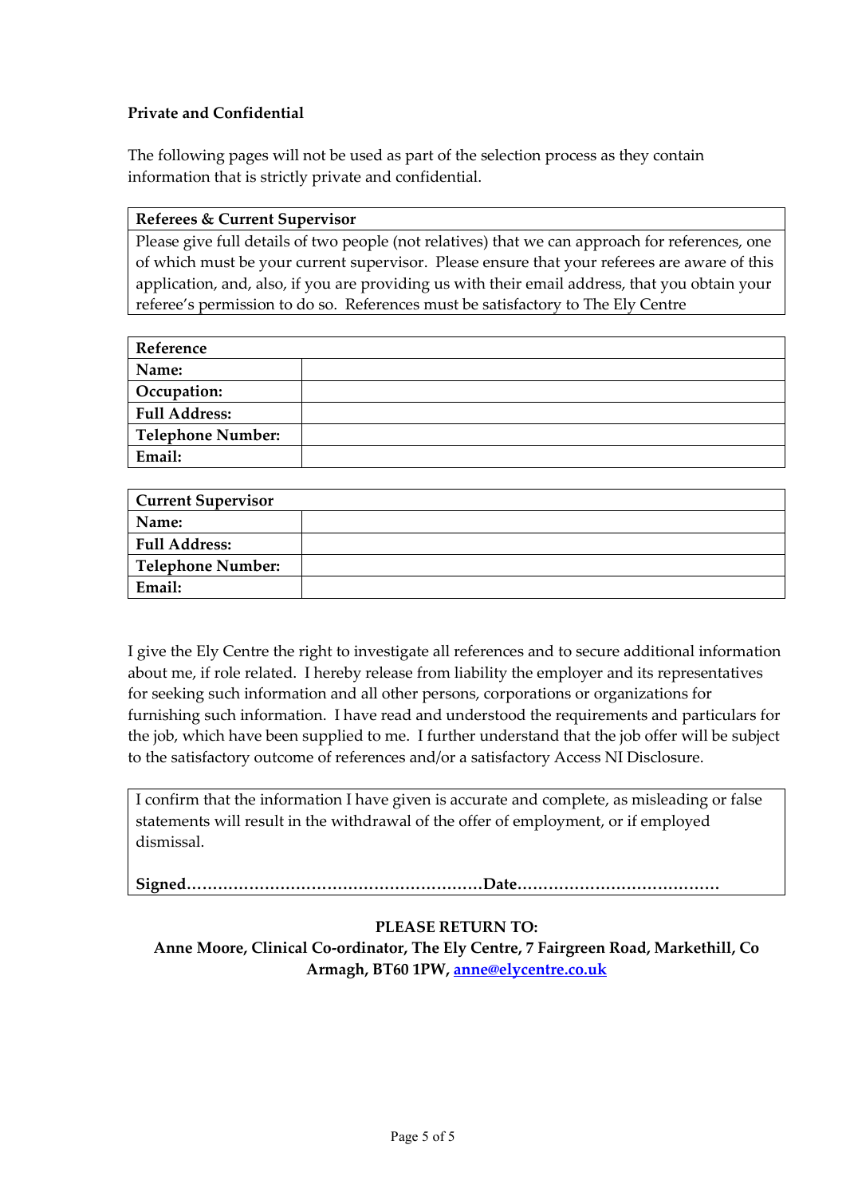**Private and Confidential**

The following pages will not be used as part of the selection process as they contain information that is strictly private and confidential.

| **Referees & Current Supervisor** |
|---|
| Please give full details of two people (not relatives) that we can approach for references, one of which must be your current supervisor. Please ensure that your referees are aware of this application, and, also, if you are providing us with their email address, that you obtain your referee's permission to do so. References must be satisfactory to The Ely Centre |

| **Reference** | |
|---|---|
| **Name:** | |
| **Occupation:** | |
| **Full Address:** | |
| **Telephone Number:** | |
| **Email:** | |

| **Current Supervisor** | |
|---|---|
| **Name:** | |
| **Full Address:** | |
| **Telephone Number:** | |
| **Email:** | |

I give the Ely Centre the right to investigate all references and to secure additional information about me, if role related. I hereby release from liability the employer and its representatives for seeking such information and all other persons, corporations or organizations for furnishing such information. I have read and understood the requirements and particulars for the job, which have been supplied to me. I further understand that the job offer will be subject to the satisfactory outcome of references and/or a satisfactory Access NI Disclosure.

I confirm that the information I have given is accurate and complete, as misleading or false statements will result in the withdrawal of the offer of employment, or if employed dismissal.

**Signed………………………………………………Date…………………………………**

**PLEASE RETURN TO:**

**Anne Moore, Clinical Co-ordinator, The Ely Centre, 7 Fairgreen Road, Markethill, Co Armagh, BT60 1PW, [anne@elycentre.co.uk](mailto:anne@elycentre.co.uk)**